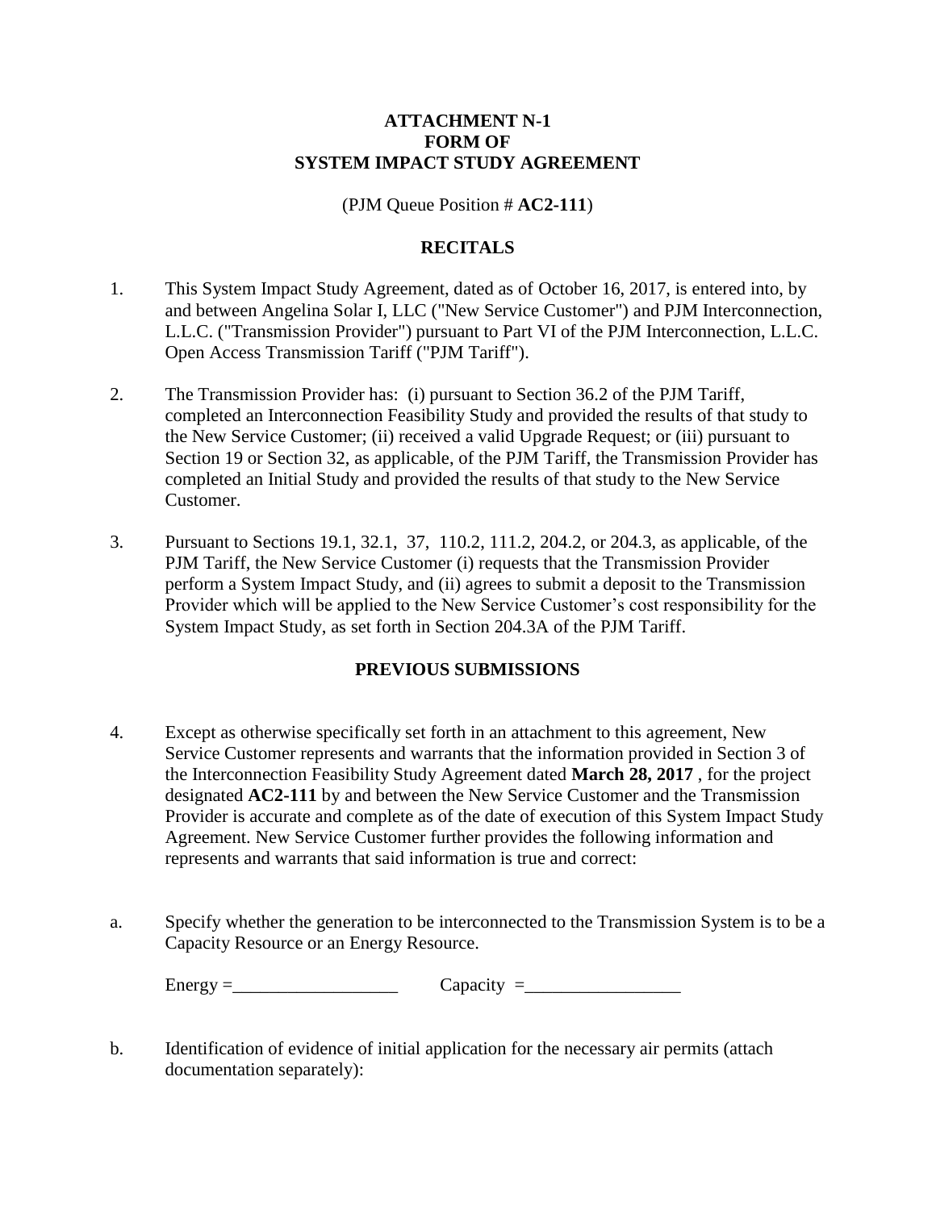**ATTACHMENT N-1**
**FORM OF**
**SYSTEM IMPACT STUDY AGREEMENT**

(PJM Queue Position # **AC2-111**)

**RECITALS**

1. This System Impact Study Agreement, dated as of October 16, 2017, is entered into, by and between Angelina Solar I, LLC ("New Service Customer") and PJM Interconnection, L.L.C. ("Transmission Provider") pursuant to Part VI of the PJM Interconnection, L.L.C. Open Access Transmission Tariff ("PJM Tariff").

2. The Transmission Provider has: (i) pursuant to Section 36.2 of the PJM Tariff, completed an Interconnection Feasibility Study and provided the results of that study to the New Service Customer; (ii) received a valid Upgrade Request; or (iii) pursuant to Section 19 or Section 32, as applicable, of the PJM Tariff, the Transmission Provider has completed an Initial Study and provided the results of that study to the New Service Customer.

3. Pursuant to Sections 19.1, 32.1, 37, 110.2, 111.2, 204.2, or 204.3, as applicable, of the PJM Tariff, the New Service Customer (i) requests that the Transmission Provider perform a System Impact Study, and (ii) agrees to submit a deposit to the Transmission Provider which will be applied to the New Service Customer's cost responsibility for the System Impact Study, as set forth in Section 204.3A of the PJM Tariff.

**PREVIOUS SUBMISSIONS**

4. Except as otherwise specifically set forth in an attachment to this agreement, New Service Customer represents and warrants that the information provided in Section 3 of the Interconnection Feasibility Study Agreement dated **March 28, 2017** , for the project designated **AC2-111** by and between the New Service Customer and the Transmission Provider is accurate and complete as of the date of execution of this System Impact Study Agreement. New Service Customer further provides the following information and represents and warrants that said information is true and correct:

a. Specify whether the generation to be interconnected to the Transmission System is to be a Capacity Resource or an Energy Resource.

Energy =__________________ Capacity =_________________

b. Identification of evidence of initial application for the necessary air permits (attach documentation separately):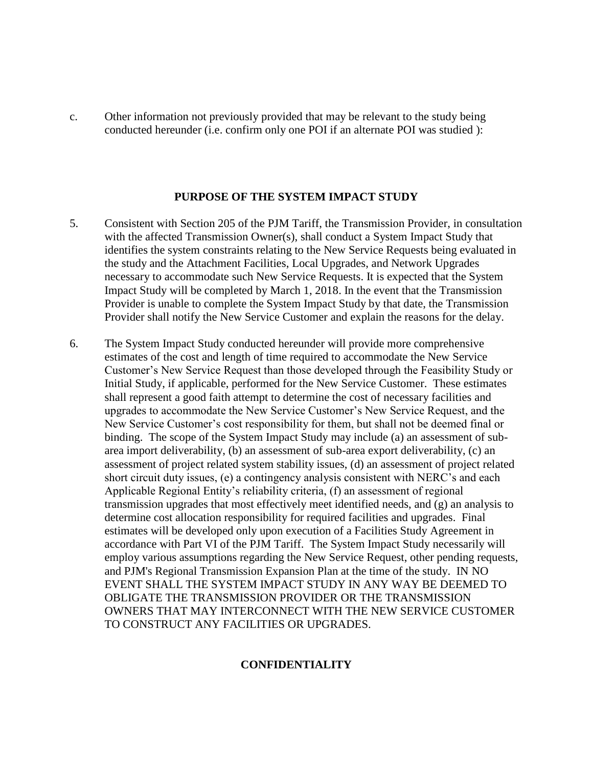c. Other information not previously provided that may be relevant to the study being conducted hereunder (i.e. confirm only one POI if an alternate POI was studied ):

## PURPOSE OF THE SYSTEM IMPACT STUDY

5. Consistent with Section 205 of the PJM Tariff, the Transmission Provider, in consultation with the affected Transmission Owner(s), shall conduct a System Impact Study that identifies the system constraints relating to the New Service Requests being evaluated in the study and the Attachment Facilities, Local Upgrades, and Network Upgrades necessary to accommodate such New Service Requests. It is expected that the System Impact Study will be completed by March 1, 2018. In the event that the Transmission Provider is unable to complete the System Impact Study by that date, the Transmission Provider shall notify the New Service Customer and explain the reasons for the delay.

6. The System Impact Study conducted hereunder will provide more comprehensive estimates of the cost and length of time required to accommodate the New Service Customer's New Service Request than those developed through the Feasibility Study or Initial Study, if applicable, performed for the New Service Customer. These estimates shall represent a good faith attempt to determine the cost of necessary facilities and upgrades to accommodate the New Service Customer's New Service Request, and the New Service Customer's cost responsibility for them, but shall not be deemed final or binding. The scope of the System Impact Study may include (a) an assessment of sub-area import deliverability, (b) an assessment of sub-area export deliverability, (c) an assessment of project related system stability issues, (d) an assessment of project related short circuit duty issues, (e) a contingency analysis consistent with NERC's and each Applicable Regional Entity's reliability criteria, (f) an assessment of regional transmission upgrades that most effectively meet identified needs, and (g) an analysis to determine cost allocation responsibility for required facilities and upgrades. Final estimates will be developed only upon execution of a Facilities Study Agreement in accordance with Part VI of the PJM Tariff. The System Impact Study necessarily will employ various assumptions regarding the New Service Request, other pending requests, and PJM's Regional Transmission Expansion Plan at the time of the study. IN NO EVENT SHALL THE SYSTEM IMPACT STUDY IN ANY WAY BE DEEMED TO OBLIGATE THE TRANSMISSION PROVIDER OR THE TRANSMISSION OWNERS THAT MAY INTERCONNECT WITH THE NEW SERVICE CUSTOMER TO CONSTRUCT ANY FACILITIES OR UPGRADES.

## CONFIDENTIALITY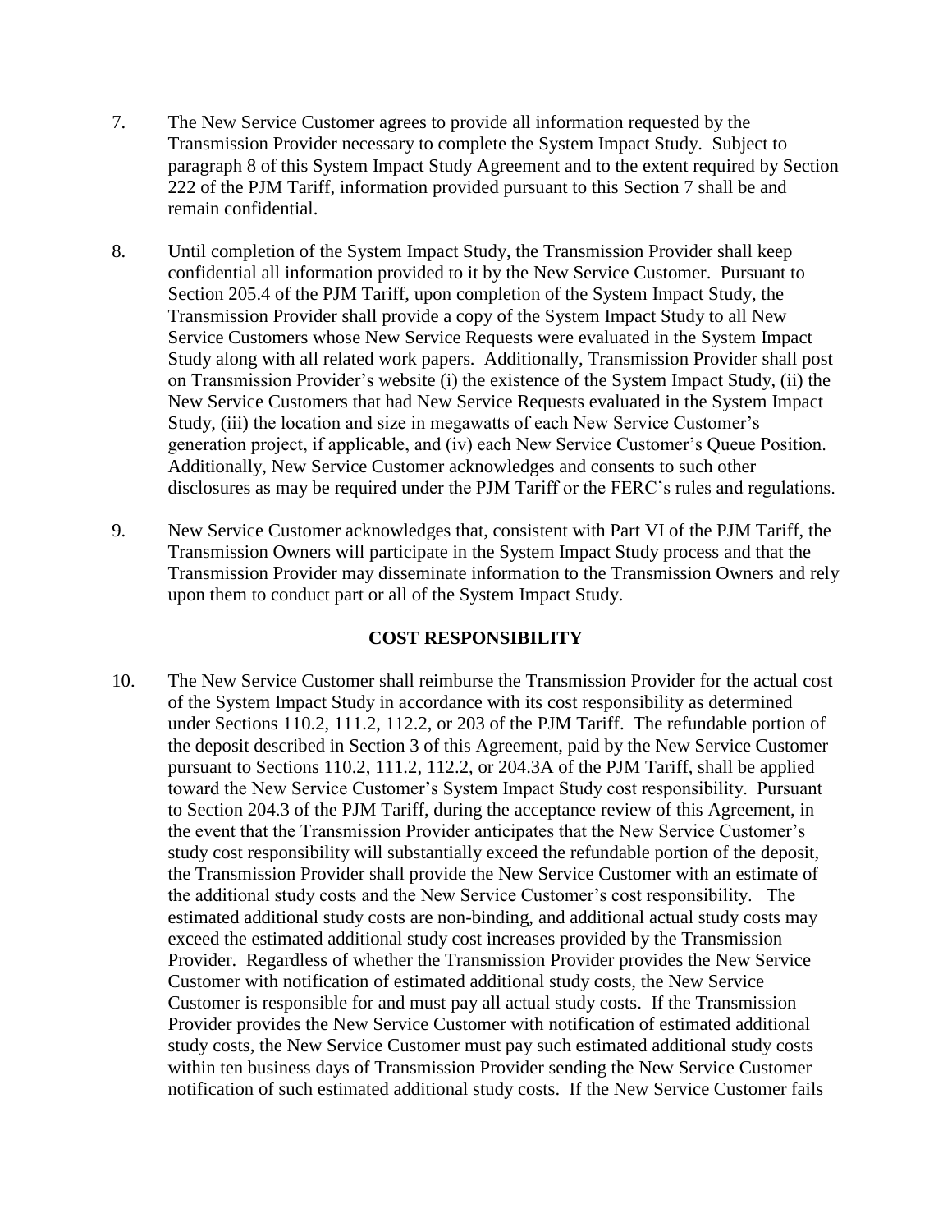7. The New Service Customer agrees to provide all information requested by the Transmission Provider necessary to complete the System Impact Study. Subject to paragraph 8 of this System Impact Study Agreement and to the extent required by Section 222 of the PJM Tariff, information provided pursuant to this Section 7 shall be and remain confidential.

8. Until completion of the System Impact Study, the Transmission Provider shall keep confidential all information provided to it by the New Service Customer. Pursuant to Section 205.4 of the PJM Tariff, upon completion of the System Impact Study, the Transmission Provider shall provide a copy of the System Impact Study to all New Service Customers whose New Service Requests were evaluated in the System Impact Study along with all related work papers. Additionally, Transmission Provider shall post on Transmission Provider's website (i) the existence of the System Impact Study, (ii) the New Service Customers that had New Service Requests evaluated in the System Impact Study, (iii) the location and size in megawatts of each New Service Customer's generation project, if applicable, and (iv) each New Service Customer's Queue Position. Additionally, New Service Customer acknowledges and consents to such other disclosures as may be required under the PJM Tariff or the FERC's rules and regulations.

9. New Service Customer acknowledges that, consistent with Part VI of the PJM Tariff, the Transmission Owners will participate in the System Impact Study process and that the Transmission Provider may disseminate information to the Transmission Owners and rely upon them to conduct part or all of the System Impact Study.

**COST RESPONSIBILITY**

10. The New Service Customer shall reimburse the Transmission Provider for the actual cost of the System Impact Study in accordance with its cost responsibility as determined under Sections 110.2, 111.2, 112.2, or 203 of the PJM Tariff. The refundable portion of the deposit described in Section 3 of this Agreement, paid by the New Service Customer pursuant to Sections 110.2, 111.2, 112.2, or 204.3A of the PJM Tariff, shall be applied toward the New Service Customer's System Impact Study cost responsibility. Pursuant to Section 204.3 of the PJM Tariff, during the acceptance review of this Agreement, in the event that the Transmission Provider anticipates that the New Service Customer's study cost responsibility will substantially exceed the refundable portion of the deposit, the Transmission Provider shall provide the New Service Customer with an estimate of the additional study costs and the New Service Customer's cost responsibility. The estimated additional study costs are non-binding, and additional actual study costs may exceed the estimated additional study cost increases provided by the Transmission Provider. Regardless of whether the Transmission Provider provides the New Service Customer with notification of estimated additional study costs, the New Service Customer is responsible for and must pay all actual study costs. If the Transmission Provider provides the New Service Customer with notification of estimated additional study costs, the New Service Customer must pay such estimated additional study costs within ten business days of Transmission Provider sending the New Service Customer notification of such estimated additional study costs. If the New Service Customer fails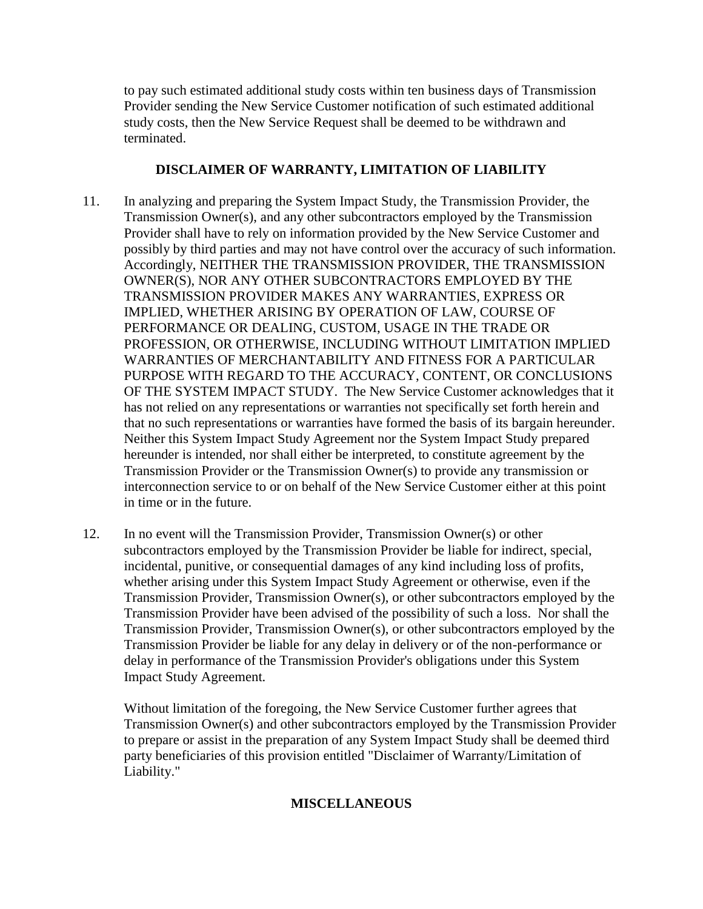to pay such estimated additional study costs within ten business days of Transmission Provider sending the New Service Customer notification of such estimated additional study costs, then the New Service Request shall be deemed to be withdrawn and terminated.

## DISCLAIMER OF WARRANTY, LIMITATION OF LIABILITY

11. In analyzing and preparing the System Impact Study, the Transmission Provider, the Transmission Owner(s), and any other subcontractors employed by the Transmission Provider shall have to rely on information provided by the New Service Customer and possibly by third parties and may not have control over the accuracy of such information. Accordingly, NEITHER THE TRANSMISSION PROVIDER, THE TRANSMISSION OWNER(S), NOR ANY OTHER SUBCONTRACTORS EMPLOYED BY THE TRANSMISSION PROVIDER MAKES ANY WARRANTIES, EXPRESS OR IMPLIED, WHETHER ARISING BY OPERATION OF LAW, COURSE OF PERFORMANCE OR DEALING, CUSTOM, USAGE IN THE TRADE OR PROFESSION, OR OTHERWISE, INCLUDING WITHOUT LIMITATION IMPLIED WARRANTIES OF MERCHANTABILITY AND FITNESS FOR A PARTICULAR PURPOSE WITH REGARD TO THE ACCURACY, CONTENT, OR CONCLUSIONS OF THE SYSTEM IMPACT STUDY. The New Service Customer acknowledges that it has not relied on any representations or warranties not specifically set forth herein and that no such representations or warranties have formed the basis of its bargain hereunder. Neither this System Impact Study Agreement nor the System Impact Study prepared hereunder is intended, nor shall either be interpreted, to constitute agreement by the Transmission Provider or the Transmission Owner(s) to provide any transmission or interconnection service to or on behalf of the New Service Customer either at this point in time or in the future.

12. In no event will the Transmission Provider, Transmission Owner(s) or other subcontractors employed by the Transmission Provider be liable for indirect, special, incidental, punitive, or consequential damages of any kind including loss of profits, whether arising under this System Impact Study Agreement or otherwise, even if the Transmission Provider, Transmission Owner(s), or other subcontractors employed by the Transmission Provider have been advised of the possibility of such a loss. Nor shall the Transmission Provider, Transmission Owner(s), or other subcontractors employed by the Transmission Provider be liable for any delay in delivery or of the non-performance or delay in performance of the Transmission Provider's obligations under this System Impact Study Agreement.

    Without limitation of the foregoing, the New Service Customer further agrees that Transmission Owner(s) and other subcontractors employed by the Transmission Provider to prepare or assist in the preparation of any System Impact Study shall be deemed third party beneficiaries of this provision entitled "Disclaimer of Warranty/Limitation of Liability."

## MISCELLANEOUS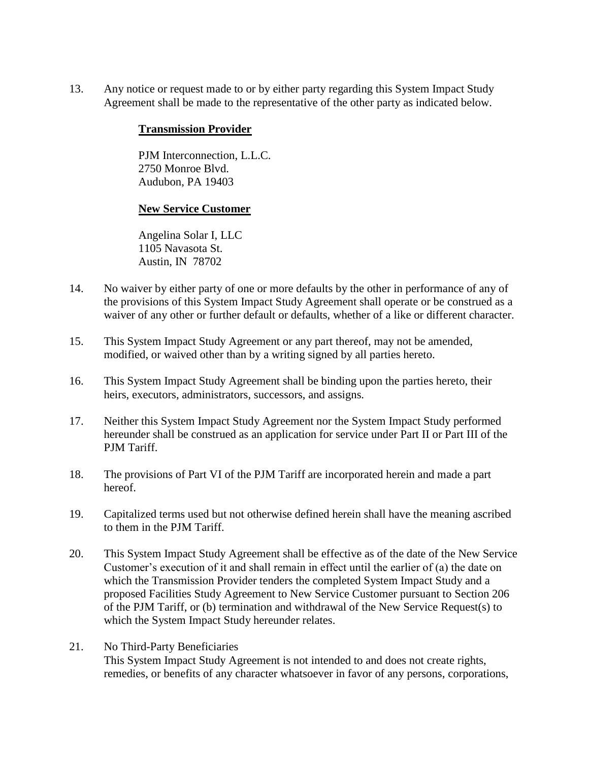13. Any notice or request made to or by either party regarding this System Impact Study Agreement shall be made to the representative of the other party as indicated below.

    **<u>Transmission Provider</u>**

    PJM Interconnection, L.L.C.
    2750 Monroe Blvd.
    Audubon, PA 19403

    **<u>New Service Customer</u>**

    Angelina Solar I, LLC
    1105 Navasota St.
    Austin, IN 78702

14. No waiver by either party of one or more defaults by the other in performance of any of the provisions of this System Impact Study Agreement shall operate or be construed as a waiver of any other or further default or defaults, whether of a like or different character.

15. This System Impact Study Agreement or any part thereof, may not be amended, modified, or waived other than by a writing signed by all parties hereto.

16. This System Impact Study Agreement shall be binding upon the parties hereto, their heirs, executors, administrators, successors, and assigns.

17. Neither this System Impact Study Agreement nor the System Impact Study performed hereunder shall be construed as an application for service under Part II or Part III of the PJM Tariff.

18. The provisions of Part VI of the PJM Tariff are incorporated herein and made a part hereof.

19. Capitalized terms used but not otherwise defined herein shall have the meaning ascribed to them in the PJM Tariff.

20. This System Impact Study Agreement shall be effective as of the date of the New Service Customer's execution of it and shall remain in effect until the earlier of (a) the date on which the Transmission Provider tenders the completed System Impact Study and a proposed Facilities Study Agreement to New Service Customer pursuant to Section 206 of the PJM Tariff, or (b) termination and withdrawal of the New Service Request(s) to which the System Impact Study hereunder relates.

21. No Third-Party Beneficiaries
    This System Impact Study Agreement is not intended to and does not create rights, remedies, or benefits of any character whatsoever in favor of any persons, corporations,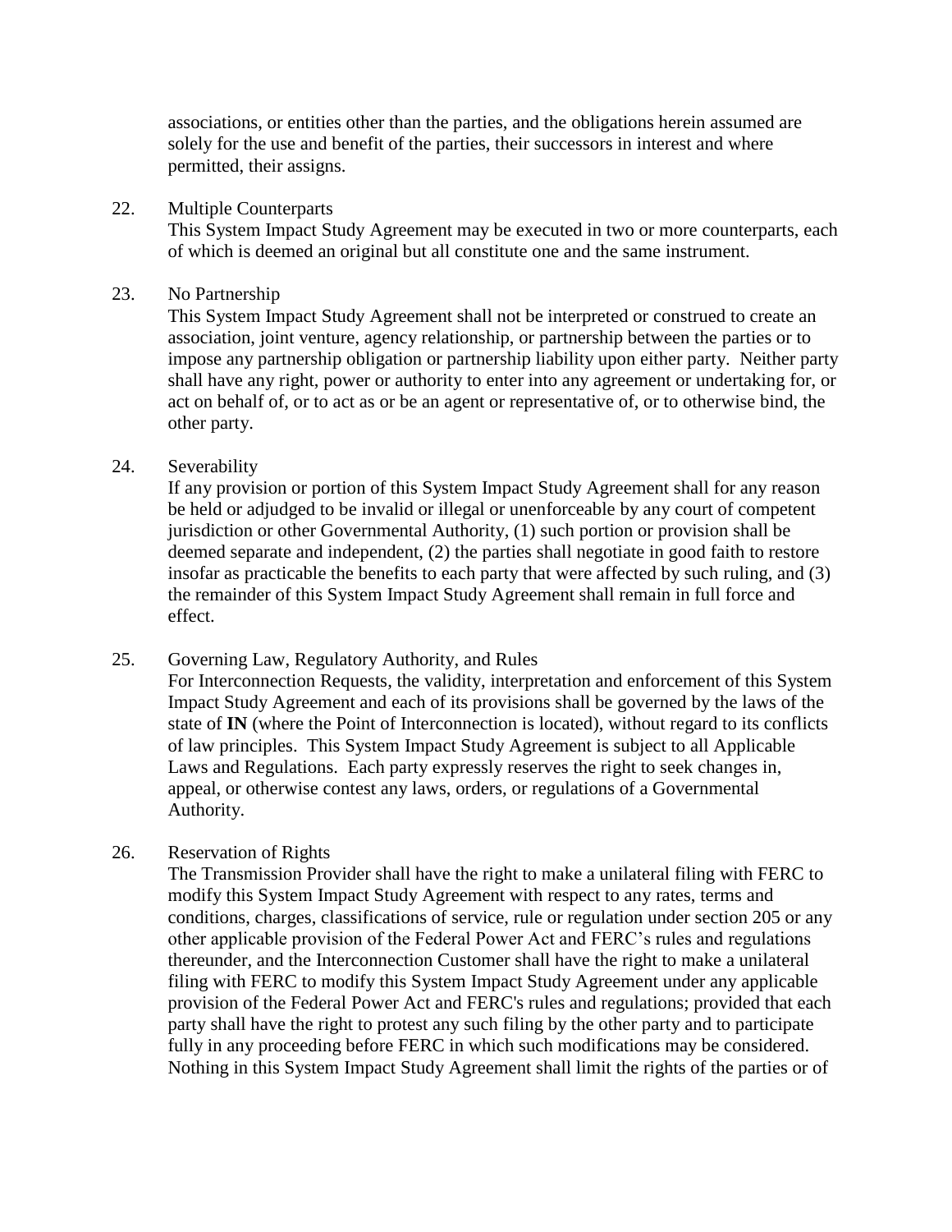associations, or entities other than the parties, and the obligations herein assumed are solely for the use and benefit of the parties, their successors in interest and where permitted, their assigns.

22. Multiple Counterparts

    This System Impact Study Agreement may be executed in two or more counterparts, each of which is deemed an original but all constitute one and the same instrument.

23. No Partnership

    This System Impact Study Agreement shall not be interpreted or construed to create an association, joint venture, agency relationship, or partnership between the parties or to impose any partnership obligation or partnership liability upon either party. Neither party shall have any right, power or authority to enter into any agreement or undertaking for, or act on behalf of, or to act as or be an agent or representative of, or to otherwise bind, the other party.

24. Severability

    If any provision or portion of this System Impact Study Agreement shall for any reason be held or adjudged to be invalid or illegal or unenforceable by any court of competent jurisdiction or other Governmental Authority, (1) such portion or provision shall be deemed separate and independent, (2) the parties shall negotiate in good faith to restore insofar as practicable the benefits to each party that were affected by such ruling, and (3) the remainder of this System Impact Study Agreement shall remain in full force and effect.

25. Governing Law, Regulatory Authority, and Rules

    For Interconnection Requests, the validity, interpretation and enforcement of this System Impact Study Agreement and each of its provisions shall be governed by the laws of the state of **IN** (where the Point of Interconnection is located), without regard to its conflicts of law principles. This System Impact Study Agreement is subject to all Applicable Laws and Regulations. Each party expressly reserves the right to seek changes in, appeal, or otherwise contest any laws, orders, or regulations of a Governmental Authority.

26. Reservation of Rights

    The Transmission Provider shall have the right to make a unilateral filing with FERC to modify this System Impact Study Agreement with respect to any rates, terms and conditions, charges, classifications of service, rule or regulation under section 205 or any other applicable provision of the Federal Power Act and FERC's rules and regulations thereunder, and the Interconnection Customer shall have the right to make a unilateral filing with FERC to modify this System Impact Study Agreement under any applicable provision of the Federal Power Act and FERC's rules and regulations; provided that each party shall have the right to protest any such filing by the other party and to participate fully in any proceeding before FERC in which such modifications may be considered. Nothing in this System Impact Study Agreement shall limit the rights of the parties or of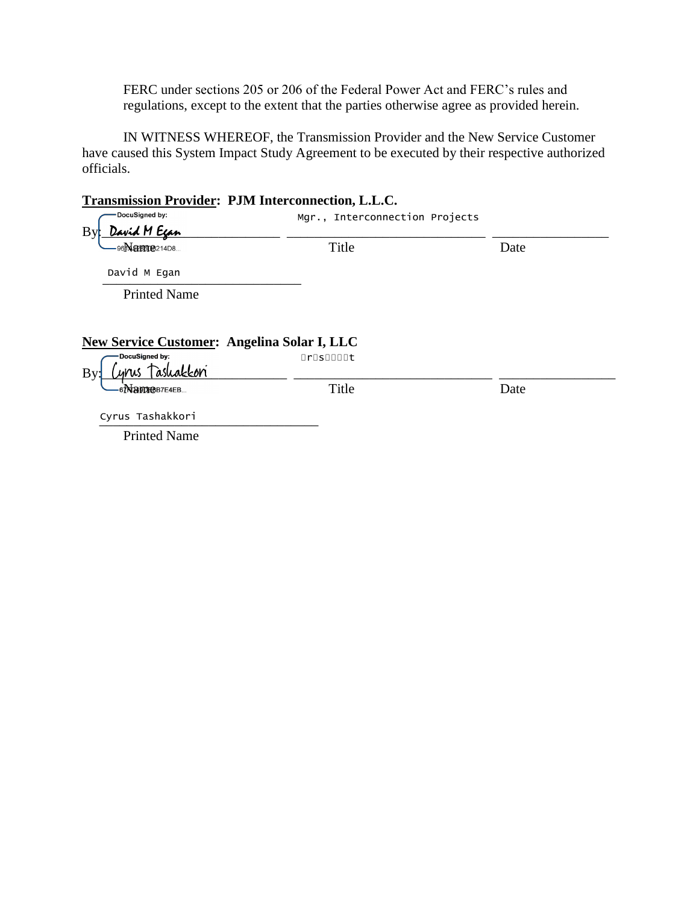FERC under sections 205 or 206 of the Federal Power Act and FERC's rules and regulations, except to the extent that the parties otherwise agree as provided herein.

IN WITNESS WHEREOF, the Transmission Provider and the New Service Customer have caused this System Impact Study Agreement to be executed by their respective authorized officials.

**Transmission Provider: PJM Interconnection, L.L.C.**

By: DocuSigned by: David M Egan ______________________ Mgr., Interconnection Projects ______________________ ______________

Name Title Date

David M Egan

Printed Name

**New Service Customer: Angelina Solar I, LLC**

By: DocuSigned by: Cyrus Tashakkori ______________________ President ______________________ ______________

Name Title Date

Cyrus Tashakkori

Printed Name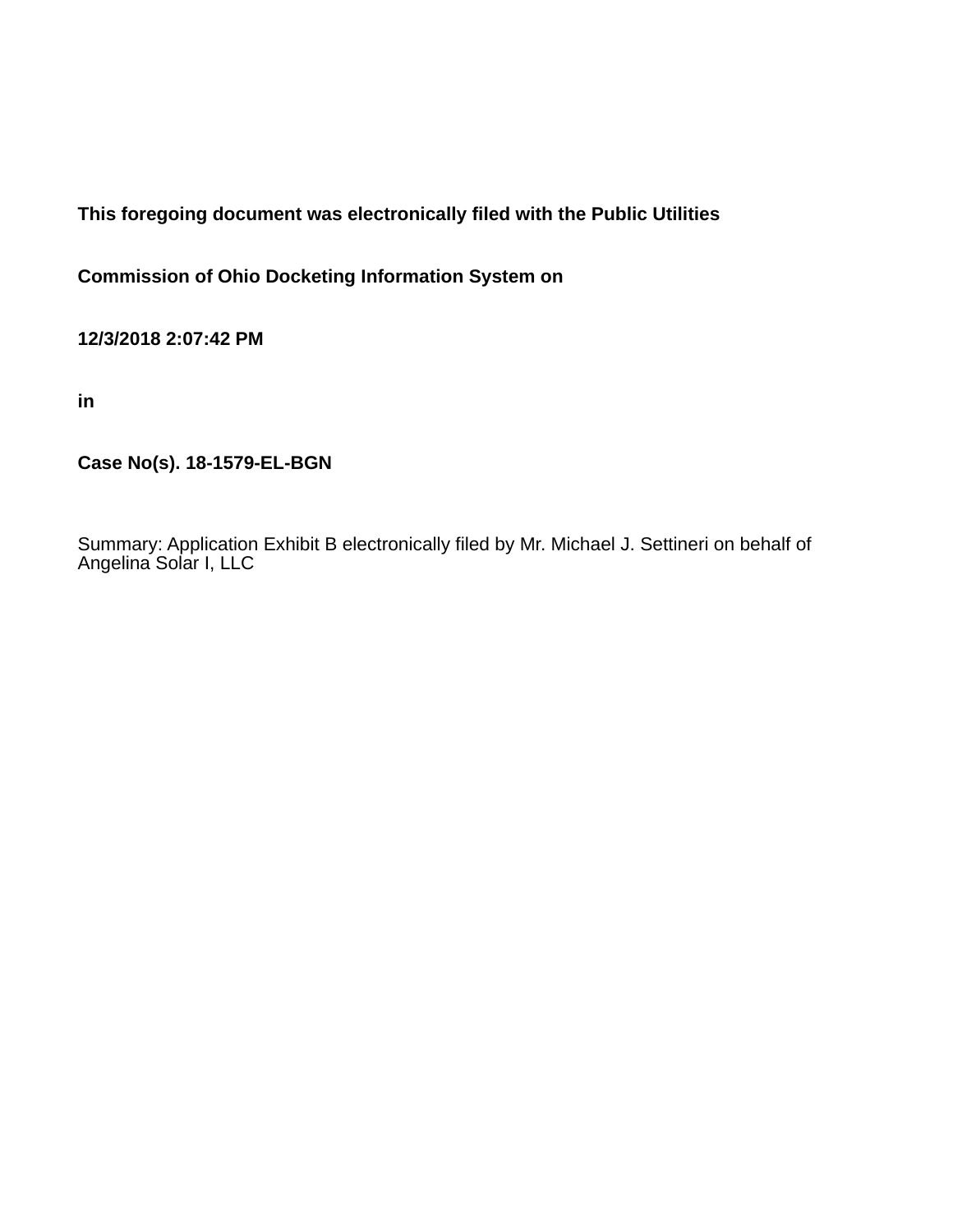**This foregoing document was electronically filed with the Public Utilities**

**Commission of Ohio Docketing Information System on**

**12/3/2018 2:07:42 PM**

**in**

**Case No(s). 18-1579-EL-BGN**

Summary: Application Exhibit B electronically filed by Mr. Michael J. Settineri on behalf of Angelina Solar I, LLC